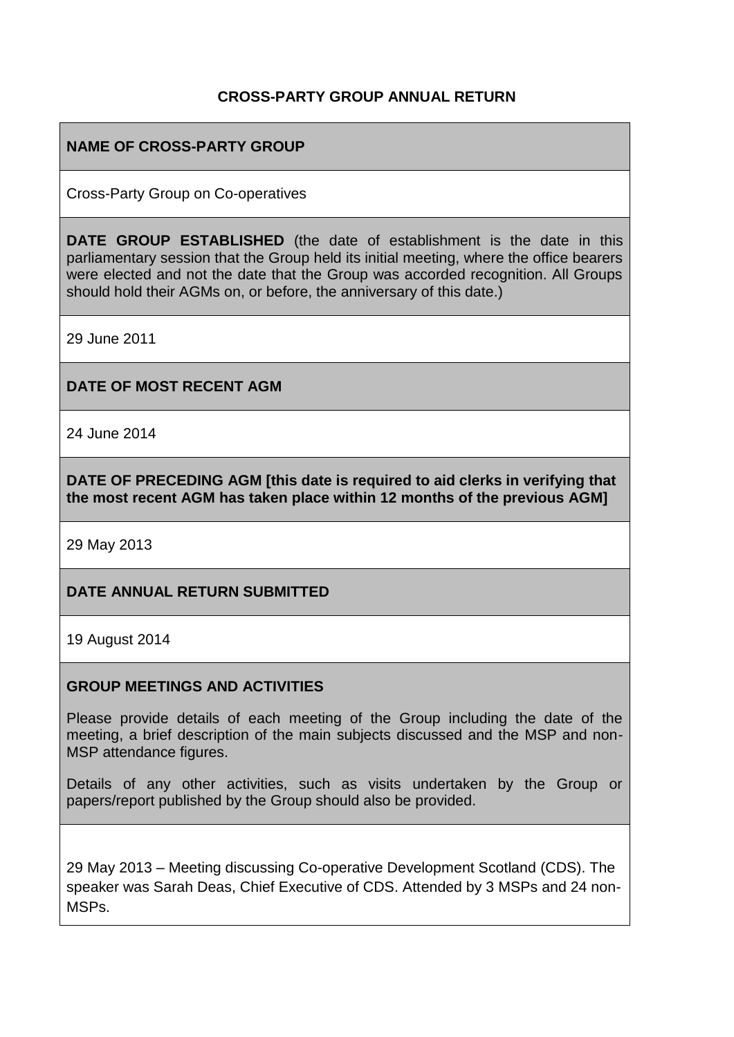# CROSS-PARTY GROUP ANNUAL RETURN

**NAME OF CROSS-PARTY GROUP**

Cross-Party Group on Co-operatives

**DATE GROUP ESTABLISHED** (the date of establishment is the date in this parliamentary session that the Group held its initial meeting, where the office bearers were elected and not the date that the Group was accorded recognition. All Groups should hold their AGMs on, or before, the anniversary of this date.)

29 June 2011

**DATE OF MOST RECENT AGM**

24 June 2014

**DATE OF PRECEDING AGM [this date is required to aid clerks in verifying that the most recent AGM has taken place within 12 months of the previous AGM]**

29 May 2013

**DATE ANNUAL RETURN SUBMITTED**

19 August 2014

**GROUP MEETINGS AND ACTIVITIES**

Please provide details of each meeting of the Group including the date of the meeting, a brief description of the main subjects discussed and the MSP and non-MSP attendance figures.

Details of any other activities, such as visits undertaken by the Group or papers/report published by the Group should also be provided.

29 May 2013 – Meeting discussing Co-operative Development Scotland (CDS). The speaker was Sarah Deas, Chief Executive of CDS. Attended by 3 MSPs and 24 non-MSPs.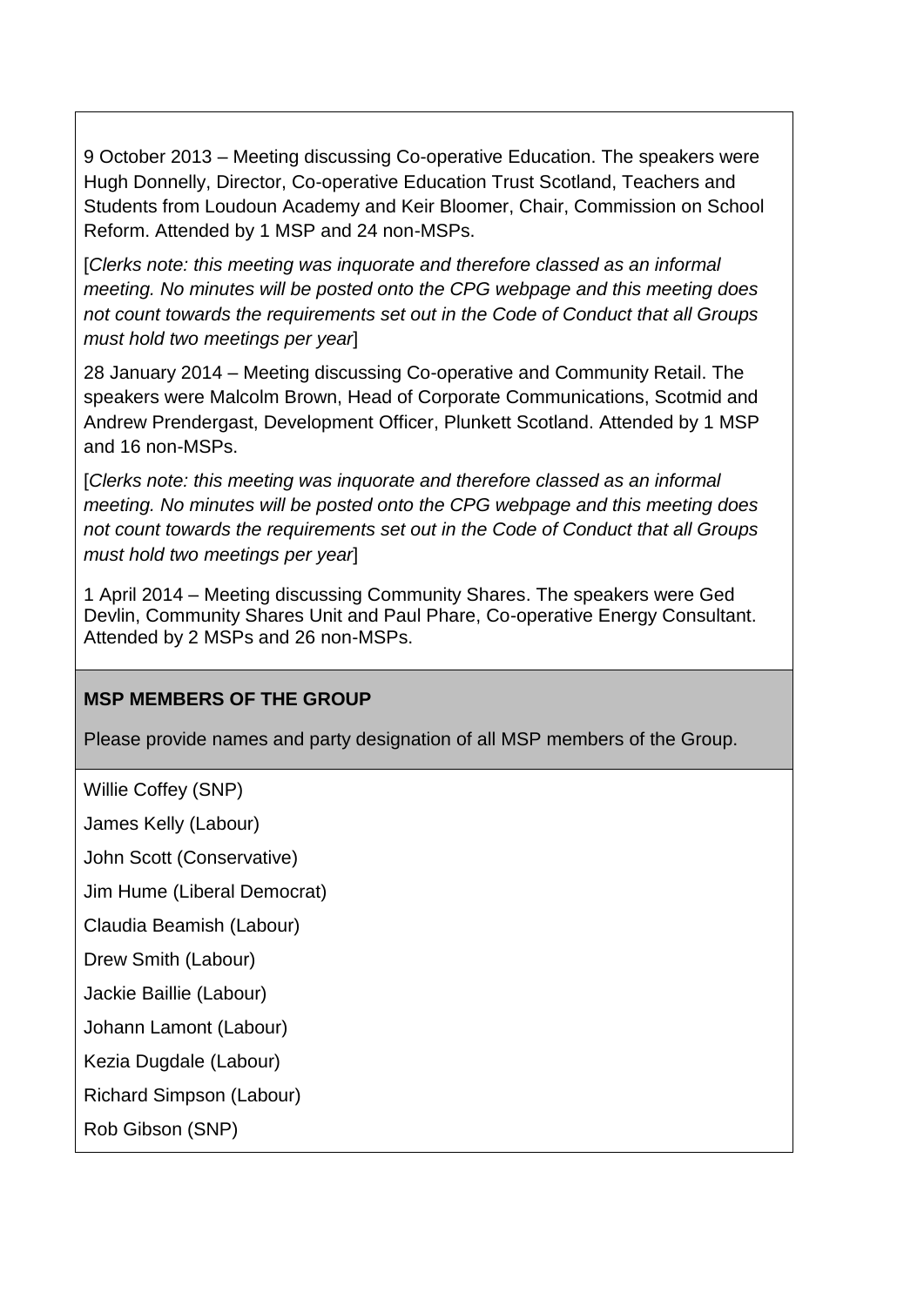9 October 2013 – Meeting discussing Co-operative Education. The speakers were Hugh Donnelly, Director, Co-operative Education Trust Scotland, Teachers and Students from Loudoun Academy and Keir Bloomer, Chair, Commission on School Reform. Attended by 1 MSP and 24 non-MSPs.

[*Clerks note: this meeting was inquorate and therefore classed as an informal meeting. No minutes will be posted onto the CPG webpage and this meeting does not count towards the requirements set out in the Code of Conduct that all Groups must hold two meetings per year*]

28 January 2014 – Meeting discussing Co-operative and Community Retail. The speakers were Malcolm Brown, Head of Corporate Communications, Scotmid and Andrew Prendergast, Development Officer, Plunkett Scotland. Attended by 1 MSP and 16 non-MSPs.

[*Clerks note: this meeting was inquorate and therefore classed as an informal meeting. No minutes will be posted onto the CPG webpage and this meeting does not count towards the requirements set out in the Code of Conduct that all Groups must hold two meetings per year*]

1 April 2014 – Meeting discussing Community Shares. The speakers were Ged Devlin, Community Shares Unit and Paul Phare, Co-operative Energy Consultant. Attended by 2 MSPs and 26 non-MSPs.

**MSP MEMBERS OF THE GROUP**

Please provide names and party designation of all MSP members of the Group.

Willie Coffey (SNP)

James Kelly (Labour)

John Scott (Conservative)

Jim Hume (Liberal Democrat)

Claudia Beamish (Labour)

Drew Smith (Labour)

Jackie Baillie (Labour)

Johann Lamont (Labour)

Kezia Dugdale (Labour)

Richard Simpson (Labour)

Rob Gibson (SNP)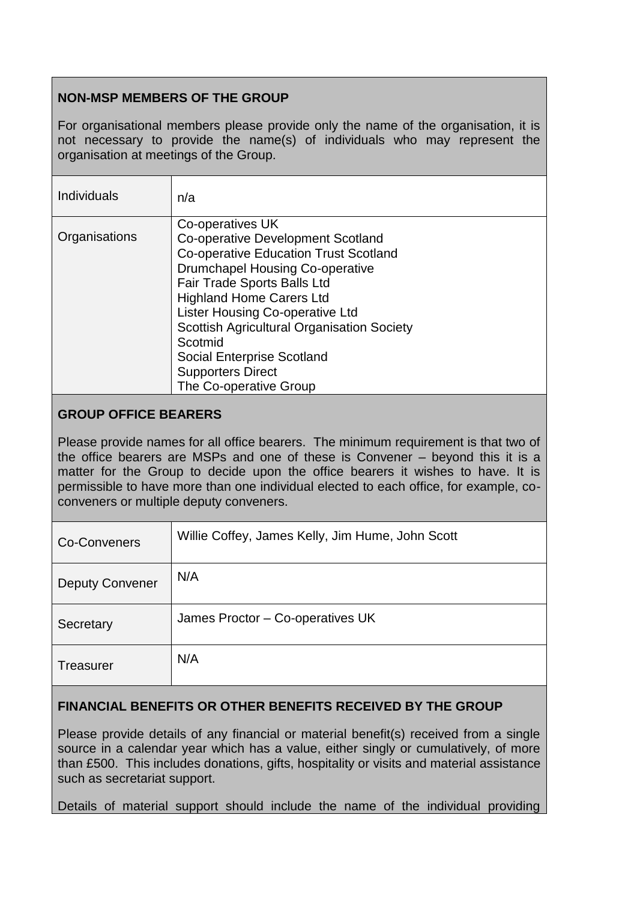**NON-MSP MEMBERS OF THE GROUP**

For organisational members please provide only the name of the organisation, it is not necessary to provide the name(s) of individuals who may represent the organisation at meetings of the Group.

| | |
|---|---|
| Individuals | n/a |
| Organisations | Co-operatives UK<br>Co-operative Development Scotland<br>Co-operative Education Trust Scotland<br>Drumchapel Housing Co-operative<br>Fair Trade Sports Balls Ltd<br>Highland Home Carers Ltd<br>Lister Housing Co-operative Ltd<br>Scottish Agricultural Organisation Society<br>Scotmid<br>Social Enterprise Scotland<br>Supporters Direct<br>The Co-operative Group |

**GROUP OFFICE BEARERS**

Please provide names for all office bearers. The minimum requirement is that two of the office bearers are MSPs and one of these is Convener – beyond this it is a matter for the Group to decide upon the office bearers it wishes to have. It is permissible to have more than one individual elected to each office, for example, co-conveners or multiple deputy conveners.

| | |
|---|---|
| Co-Conveners | Willie Coffey, James Kelly, Jim Hume, John Scott |
| Deputy Convener | N/A |
| Secretary | James Proctor – Co-operatives UK |
| Treasurer | N/A |

**FINANCIAL BENEFITS OR OTHER BENEFITS RECEIVED BY THE GROUP**

Please provide details of any financial or material benefit(s) received from a single source in a calendar year which has a value, either singly or cumulatively, of more than £500. This includes donations, gifts, hospitality or visits and material assistance such as secretariat support.

Details of material support should include the name of the individual providing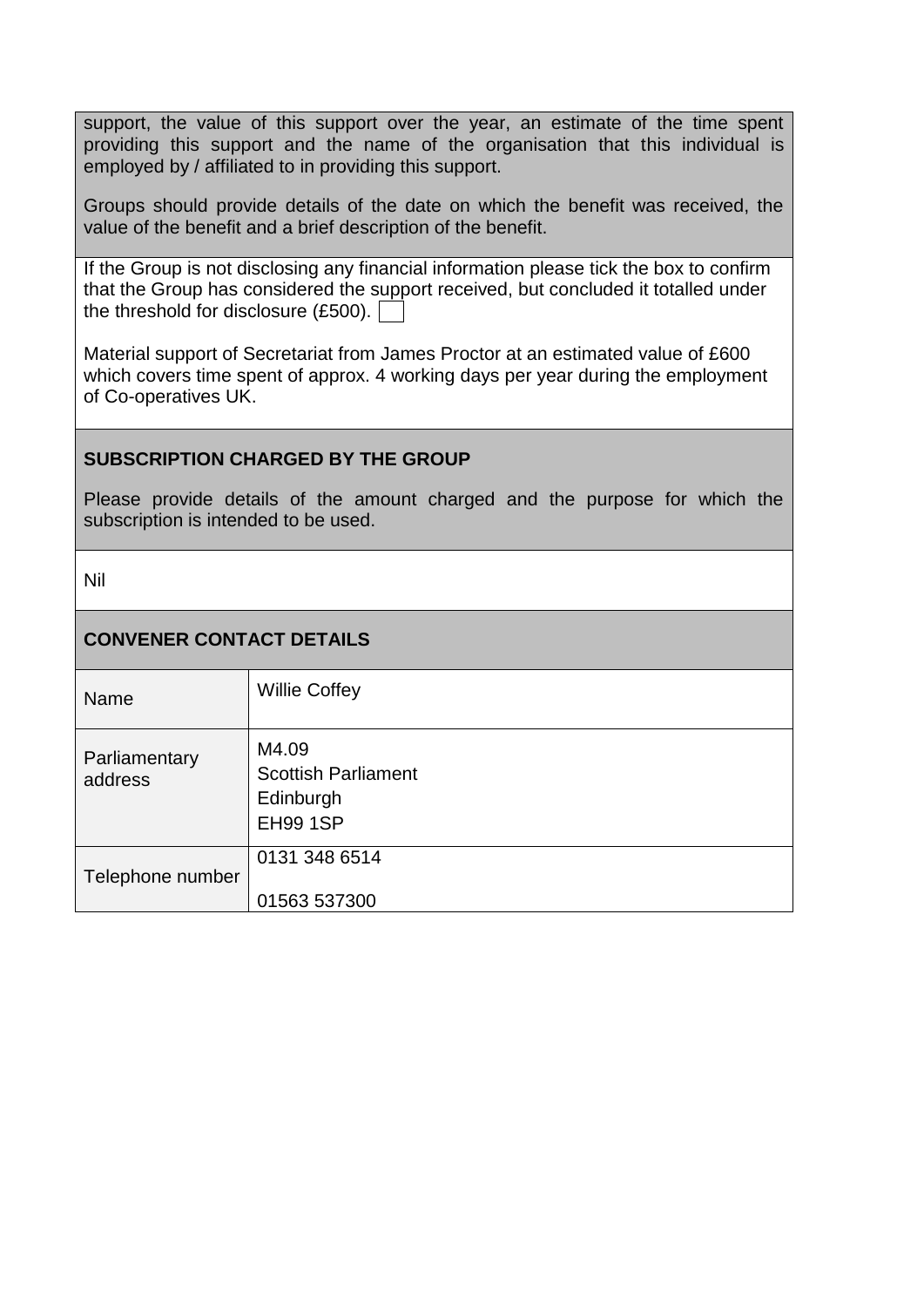support, the value of this support over the year, an estimate of the time spent providing this support and the name of the organisation that this individual is employed by / affiliated to in providing this support.

Groups should provide details of the date on which the benefit was received, the value of the benefit and a brief description of the benefit.

If the Group is not disclosing any financial information please tick the box to confirm that the Group has considered the support received, but concluded it totalled under the threshold for disclosure (£500). ☐

Material support of Secretariat from James Proctor at an estimated value of £600 which covers time spent of approx. 4 working days per year during the employment of Co-operatives UK.

**SUBSCRIPTION CHARGED BY THE GROUP**

Please provide details of the amount charged and the purpose for which the subscription is intended to be used.

Nil

**CONVENER CONTACT DETAILS**

| | |
|---|---|
| Name | Willie Coffey |
| Parliamentary address | M4.09<br>Scottish Parliament<br>Edinburgh<br>EH99 1SP |
| Telephone number | 0131 348 6514<br><br>01563 537300 |